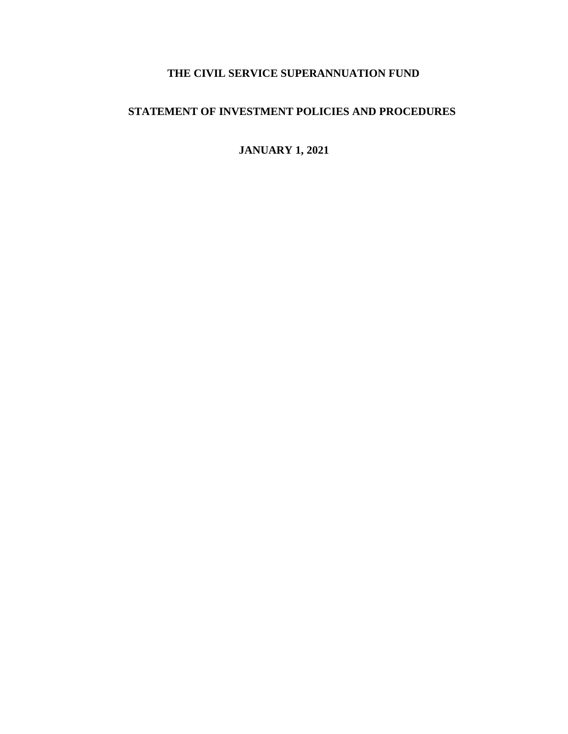# THE CIVIL SERVICE SUPERANNUATION FUND

## STATEMENT OF INVESTMENT POLICIES AND PROCEDURES

**JANUARY 1, 2021**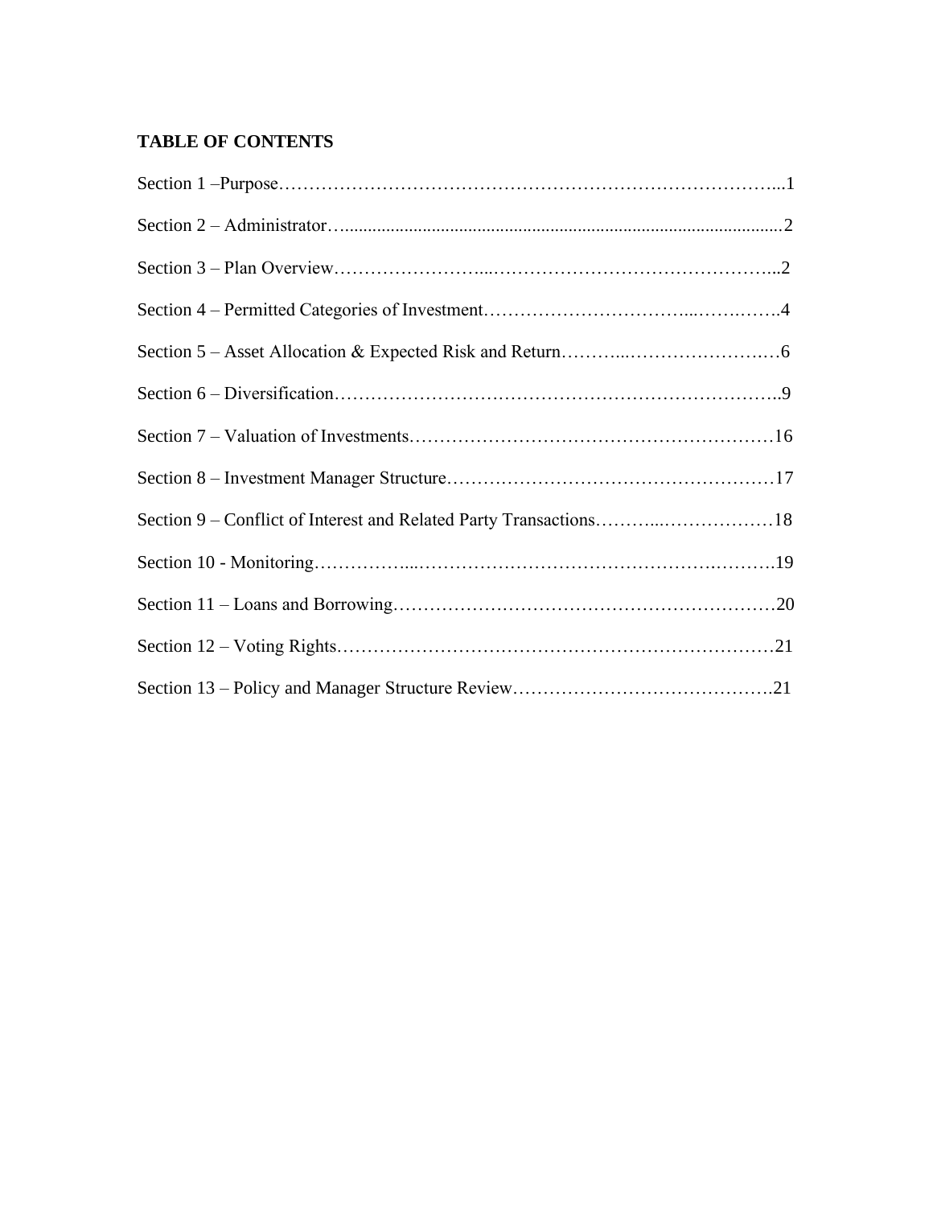**TABLE OF CONTENTS**

Section 1 –Purpose…………………………………………………………………………...1

Section 2 – Administrator…..............................................................................................2

Section 3 – Plan Overview…………………...………………………………………...2

Section 4 – Permitted Categories of Investment…………………………...…….…….4

Section 5 – Asset Allocation & Expected Risk and Return………...…………………..…6

Section 6 – Diversification……………………………………………………………..9

Section 7 – Valuation of Investments……………………………………………………16

Section 8 – Investment Manager Structure………………………………………………17

Section 9 – Conflict of Interest and Related Party Transactions………...………………18

Section 10 - Monitoring……………...…………………………………………….……….19

Section 11 – Loans and Borrowing……………………….……………………….……20

Section 12 – Voting Rights………………………………………………………………21

Section 13 – Policy and Manager Structure Review…………………………………….21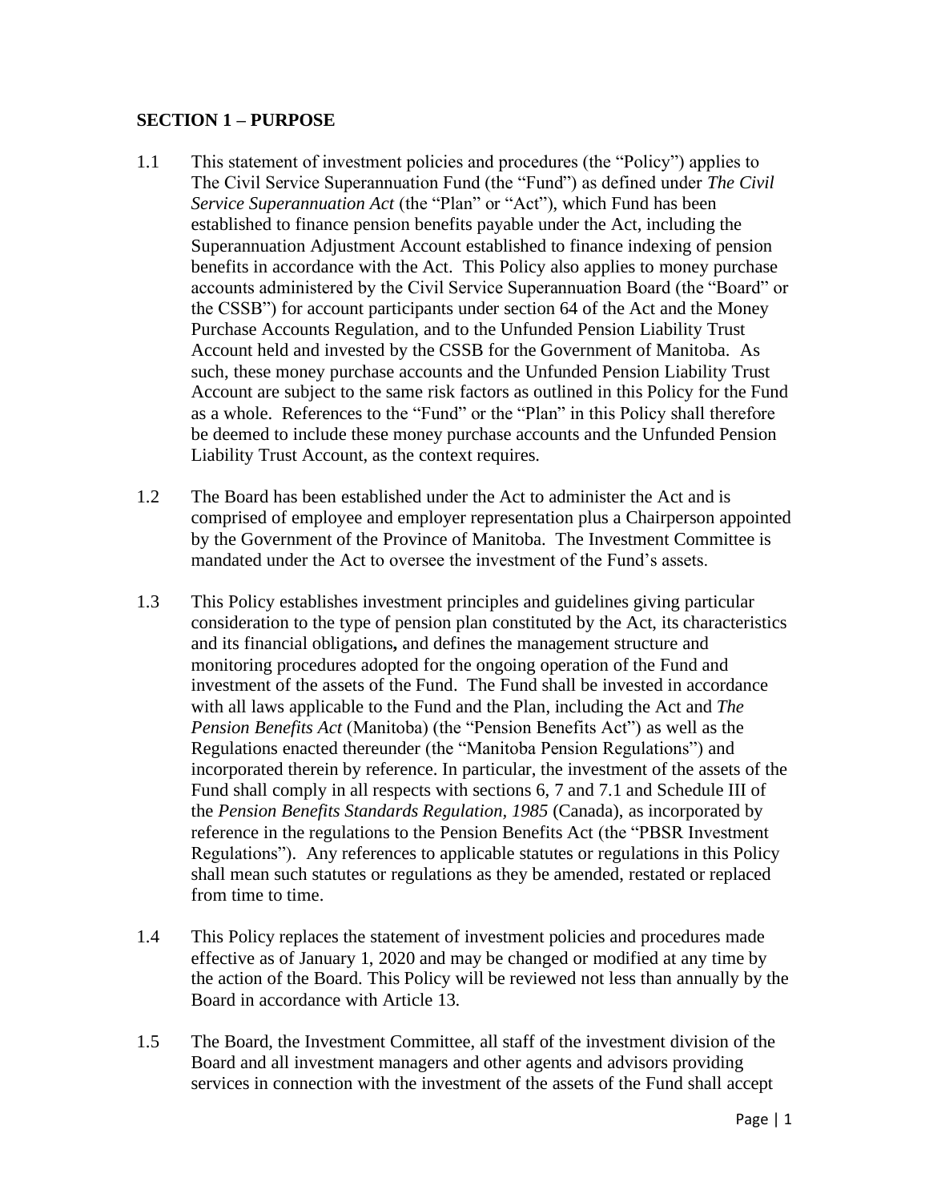## SECTION 1 – PURPOSE

1.1 This statement of investment policies and procedures (the "Policy") applies to The Civil Service Superannuation Fund (the "Fund") as defined under *The Civil Service Superannuation Act* (the "Plan" or "Act"), which Fund has been established to finance pension benefits payable under the Act, including the Superannuation Adjustment Account established to finance indexing of pension benefits in accordance with the Act. This Policy also applies to money purchase accounts administered by the Civil Service Superannuation Board (the "Board" or the CSSB") for account participants under section 64 of the Act and the Money Purchase Accounts Regulation, and to the Unfunded Pension Liability Trust Account held and invested by the CSSB for the Government of Manitoba. As such, these money purchase accounts and the Unfunded Pension Liability Trust Account are subject to the same risk factors as outlined in this Policy for the Fund as a whole. References to the "Fund" or the "Plan" in this Policy shall therefore be deemed to include these money purchase accounts and the Unfunded Pension Liability Trust Account, as the context requires.

1.2 The Board has been established under the Act to administer the Act and is comprised of employee and employer representation plus a Chairperson appointed by the Government of the Province of Manitoba. The Investment Committee is mandated under the Act to oversee the investment of the Fund's assets.

1.3 This Policy establishes investment principles and guidelines giving particular consideration to the type of pension plan constituted by the Act, its characteristics and its financial obligations**,** and defines the management structure and monitoring procedures adopted for the ongoing operation of the Fund and investment of the assets of the Fund. The Fund shall be invested in accordance with all laws applicable to the Fund and the Plan, including the Act and *The Pension Benefits Act* (Manitoba) (the "Pension Benefits Act") as well as the Regulations enacted thereunder (the "Manitoba Pension Regulations") and incorporated therein by reference. In particular, the investment of the assets of the Fund shall comply in all respects with sections 6, 7 and 7.1 and Schedule III of the *Pension Benefits Standards Regulation, 1985* (Canada), as incorporated by reference in the regulations to the Pension Benefits Act (the "PBSR Investment Regulations"). Any references to applicable statutes or regulations in this Policy shall mean such statutes or regulations as they be amended, restated or replaced from time to time.

1.4 This Policy replaces the statement of investment policies and procedures made effective as of January 1, 2020 and may be changed or modified at any time by the action of the Board. This Policy will be reviewed not less than annually by the Board in accordance with Article 13.

1.5 The Board, the Investment Committee, all staff of the investment division of the Board and all investment managers and other agents and advisors providing services in connection with the investment of the assets of the Fund shall accept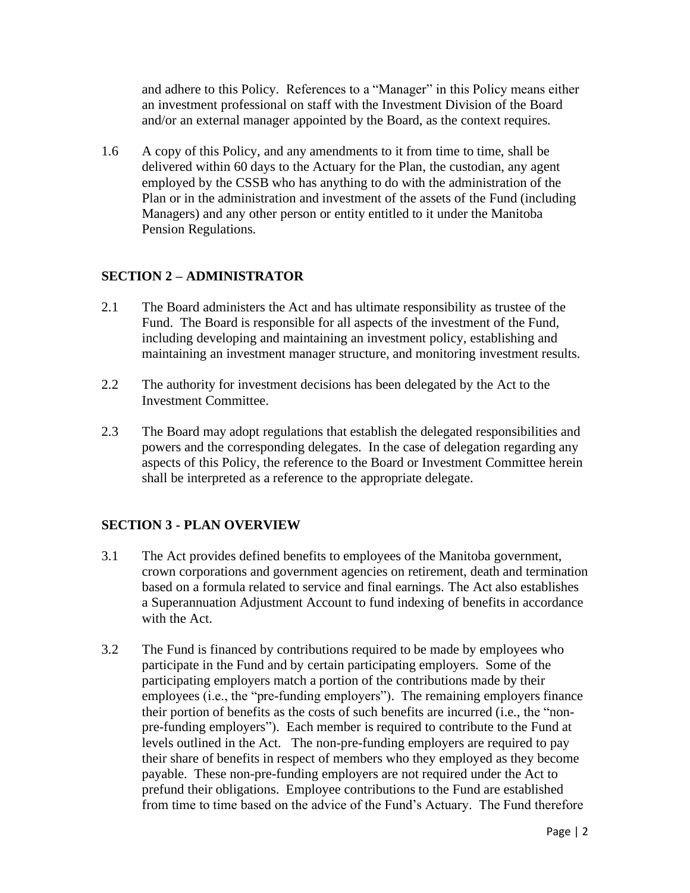and adhere to this Policy. References to a "Manager" in this Policy means either an investment professional on staff with the Investment Division of the Board and/or an external manager appointed by the Board, as the context requires.

1.6 A copy of this Policy, and any amendments to it from time to time, shall be delivered within 60 days to the Actuary for the Plan, the custodian, any agent employed by the CSSB who has anything to do with the administration of the Plan or in the administration and investment of the assets of the Fund (including Managers) and any other person or entity entitled to it under the Manitoba Pension Regulations.

## SECTION 2 – ADMINISTRATOR

2.1 The Board administers the Act and has ultimate responsibility as trustee of the Fund. The Board is responsible for all aspects of the investment of the Fund, including developing and maintaining an investment policy, establishing and maintaining an investment manager structure, and monitoring investment results.

2.2 The authority for investment decisions has been delegated by the Act to the Investment Committee.

2.3 The Board may adopt regulations that establish the delegated responsibilities and powers and the corresponding delegates. In the case of delegation regarding any aspects of this Policy, the reference to the Board or Investment Committee herein shall be interpreted as a reference to the appropriate delegate.

## SECTION 3 - PLAN OVERVIEW

3.1 The Act provides defined benefits to employees of the Manitoba government, crown corporations and government agencies on retirement, death and termination based on a formula related to service and final earnings. The Act also establishes a Superannuation Adjustment Account to fund indexing of benefits in accordance with the Act.

3.2 The Fund is financed by contributions required to be made by employees who participate in the Fund and by certain participating employers. Some of the participating employers match a portion of the contributions made by their employees (i.e., the "pre-funding employers"). The remaining employers finance their portion of benefits as the costs of such benefits are incurred (i.e., the "non-pre-funding employers"). Each member is required to contribute to the Fund at levels outlined in the Act. The non-pre-funding employers are required to pay their share of benefits in respect of members who they employed as they become payable. These non-pre-funding employers are not required under the Act to prefund their obligations. Employee contributions to the Fund are established from time to time based on the advice of the Fund's Actuary. The Fund therefore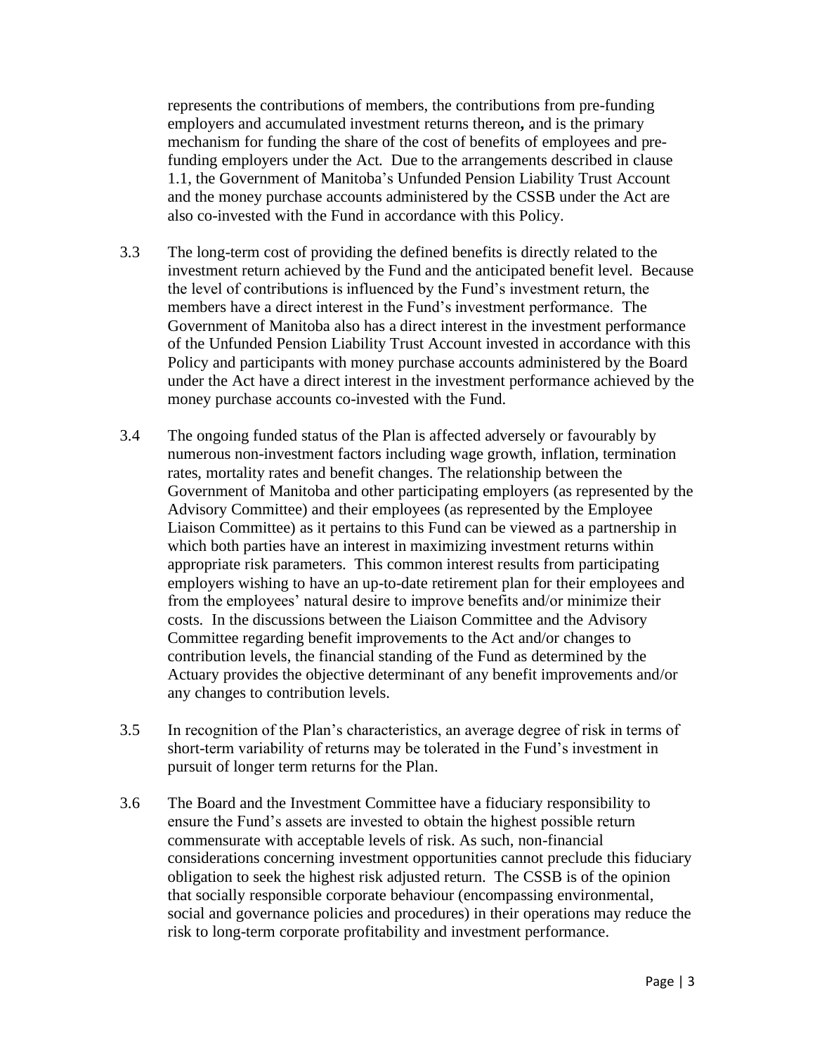represents the contributions of members, the contributions from pre-funding employers and accumulated investment returns thereon**,** and is the primary mechanism for funding the share of the cost of benefits of employees and pre-funding employers under the Act. Due to the arrangements described in clause 1.1, the Government of Manitoba's Unfunded Pension Liability Trust Account and the money purchase accounts administered by the CSSB under the Act are also co-invested with the Fund in accordance with this Policy.

3.3 The long-term cost of providing the defined benefits is directly related to the investment return achieved by the Fund and the anticipated benefit level. Because the level of contributions is influenced by the Fund's investment return, the members have a direct interest in the Fund's investment performance. The Government of Manitoba also has a direct interest in the investment performance of the Unfunded Pension Liability Trust Account invested in accordance with this Policy and participants with money purchase accounts administered by the Board under the Act have a direct interest in the investment performance achieved by the money purchase accounts co-invested with the Fund.

3.4 The ongoing funded status of the Plan is affected adversely or favourably by numerous non-investment factors including wage growth, inflation, termination rates, mortality rates and benefit changes. The relationship between the Government of Manitoba and other participating employers (as represented by the Advisory Committee) and their employees (as represented by the Employee Liaison Committee) as it pertains to this Fund can be viewed as a partnership in which both parties have an interest in maximizing investment returns within appropriate risk parameters. This common interest results from participating employers wishing to have an up-to-date retirement plan for their employees and from the employees' natural desire to improve benefits and/or minimize their costs. In the discussions between the Liaison Committee and the Advisory Committee regarding benefit improvements to the Act and/or changes to contribution levels, the financial standing of the Fund as determined by the Actuary provides the objective determinant of any benefit improvements and/or any changes to contribution levels.

3.5 In recognition of the Plan's characteristics, an average degree of risk in terms of short-term variability of returns may be tolerated in the Fund's investment in pursuit of longer term returns for the Plan.

3.6 The Board and the Investment Committee have a fiduciary responsibility to ensure the Fund's assets are invested to obtain the highest possible return commensurate with acceptable levels of risk. As such, non-financial considerations concerning investment opportunities cannot preclude this fiduciary obligation to seek the highest risk adjusted return. The CSSB is of the opinion that socially responsible corporate behaviour (encompassing environmental, social and governance policies and procedures) in their operations may reduce the risk to long-term corporate profitability and investment performance.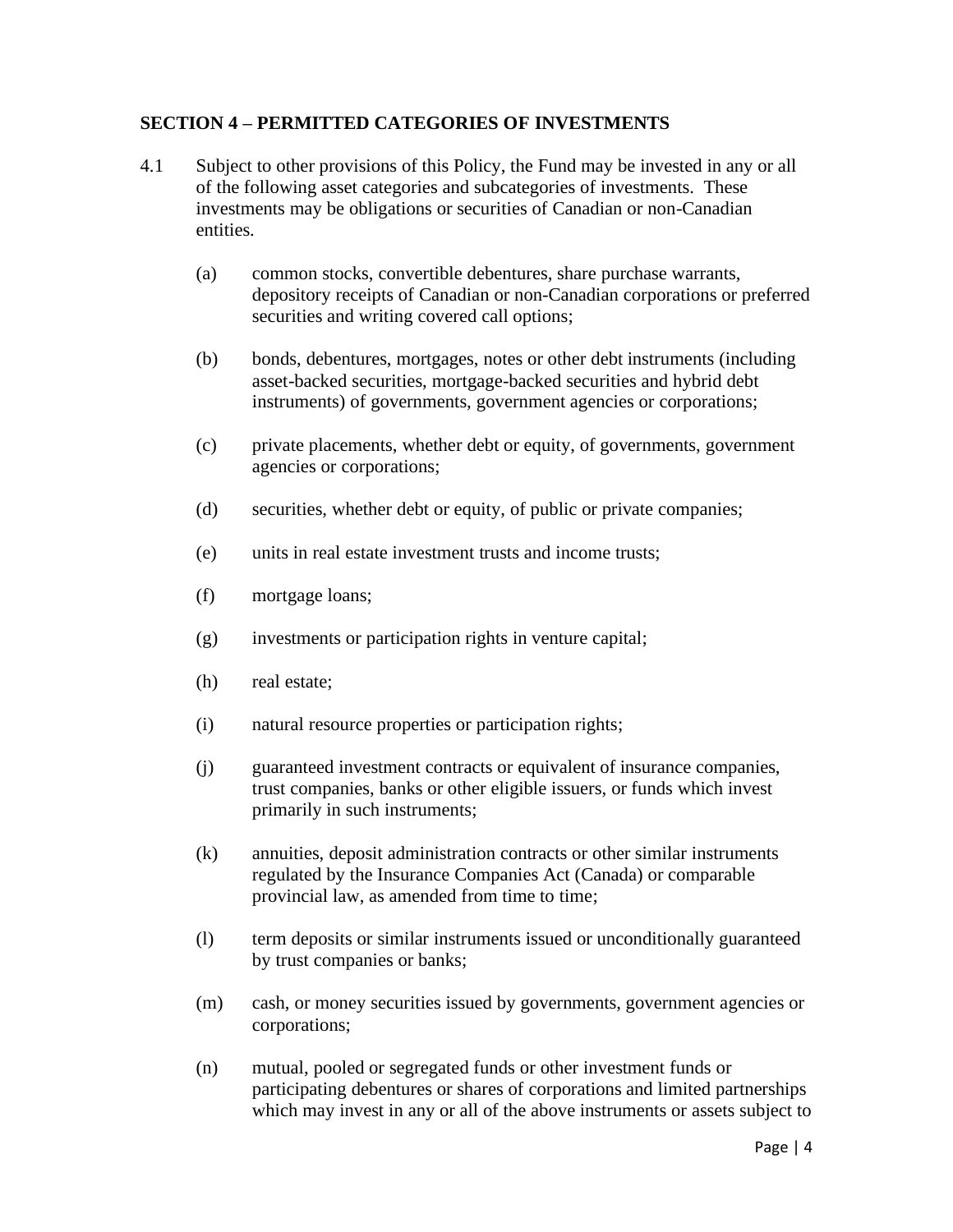## SECTION 4 – PERMITTED CATEGORIES OF INVESTMENTS

4.1 Subject to other provisions of this Policy, the Fund may be invested in any or all of the following asset categories and subcategories of investments. These investments may be obligations or securities of Canadian or non-Canadian entities.

(a) common stocks, convertible debentures, share purchase warrants, depository receipts of Canadian or non-Canadian corporations or preferred securities and writing covered call options;

(b) bonds, debentures, mortgages, notes or other debt instruments (including asset-backed securities, mortgage-backed securities and hybrid debt instruments) of governments, government agencies or corporations;

(c) private placements, whether debt or equity, of governments, government agencies or corporations;

(d) securities, whether debt or equity, of public or private companies;

(e) units in real estate investment trusts and income trusts;

(f) mortgage loans;

(g) investments or participation rights in venture capital;

(h) real estate;

(i) natural resource properties or participation rights;

(j) guaranteed investment contracts or equivalent of insurance companies, trust companies, banks or other eligible issuers, or funds which invest primarily in such instruments;

(k) annuities, deposit administration contracts or other similar instruments regulated by the Insurance Companies Act (Canada) or comparable provincial law, as amended from time to time;

(l) term deposits or similar instruments issued or unconditionally guaranteed by trust companies or banks;

(m) cash, or money securities issued by governments, government agencies or corporations;

(n) mutual, pooled or segregated funds or other investment funds or participating debentures or shares of corporations and limited partnerships which may invest in any or all of the above instruments or assets subject to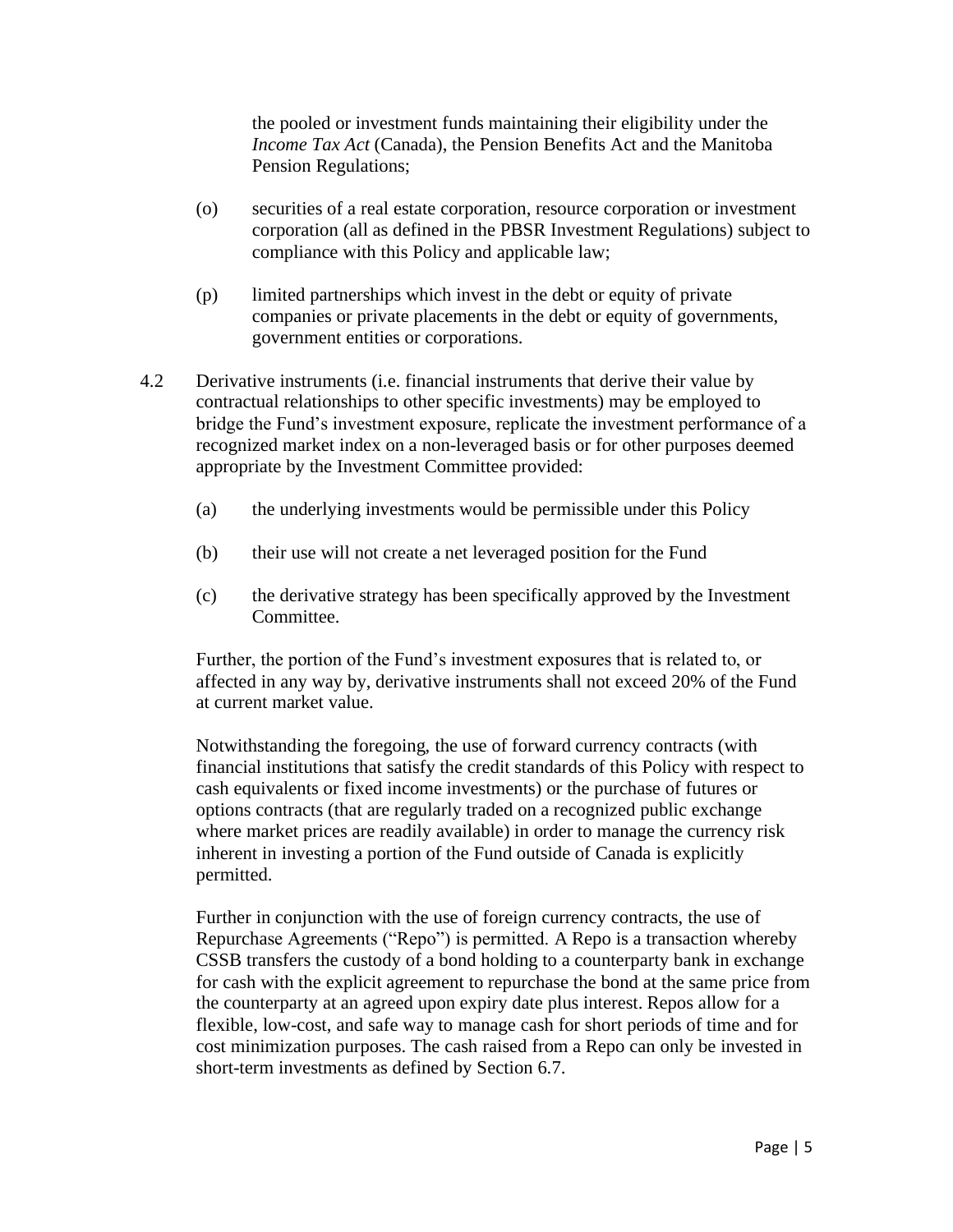the pooled or investment funds maintaining their eligibility under the *Income Tax Act* (Canada), the Pension Benefits Act and the Manitoba Pension Regulations;

(o) securities of a real estate corporation, resource corporation or investment corporation (all as defined in the PBSR Investment Regulations) subject to compliance with this Policy and applicable law;

(p) limited partnerships which invest in the debt or equity of private companies or private placements in the debt or equity of governments, government entities or corporations.

4.2 Derivative instruments (i.e. financial instruments that derive their value by contractual relationships to other specific investments) may be employed to bridge the Fund's investment exposure, replicate the investment performance of a recognized market index on a non-leveraged basis or for other purposes deemed appropriate by the Investment Committee provided:

(a) the underlying investments would be permissible under this Policy

(b) their use will not create a net leveraged position for the Fund

(c) the derivative strategy has been specifically approved by the Investment Committee.

Further, the portion of the Fund's investment exposures that is related to, or affected in any way by, derivative instruments shall not exceed 20% of the Fund at current market value.

Notwithstanding the foregoing, the use of forward currency contracts (with financial institutions that satisfy the credit standards of this Policy with respect to cash equivalents or fixed income investments) or the purchase of futures or options contracts (that are regularly traded on a recognized public exchange where market prices are readily available) in order to manage the currency risk inherent in investing a portion of the Fund outside of Canada is explicitly permitted.

Further in conjunction with the use of foreign currency contracts, the use of Repurchase Agreements ("Repo") is permitted. A Repo is a transaction whereby CSSB transfers the custody of a bond holding to a counterparty bank in exchange for cash with the explicit agreement to repurchase the bond at the same price from the counterparty at an agreed upon expiry date plus interest. Repos allow for a flexible, low-cost, and safe way to manage cash for short periods of time and for cost minimization purposes. The cash raised from a Repo can only be invested in short-term investments as defined by Section 6.7.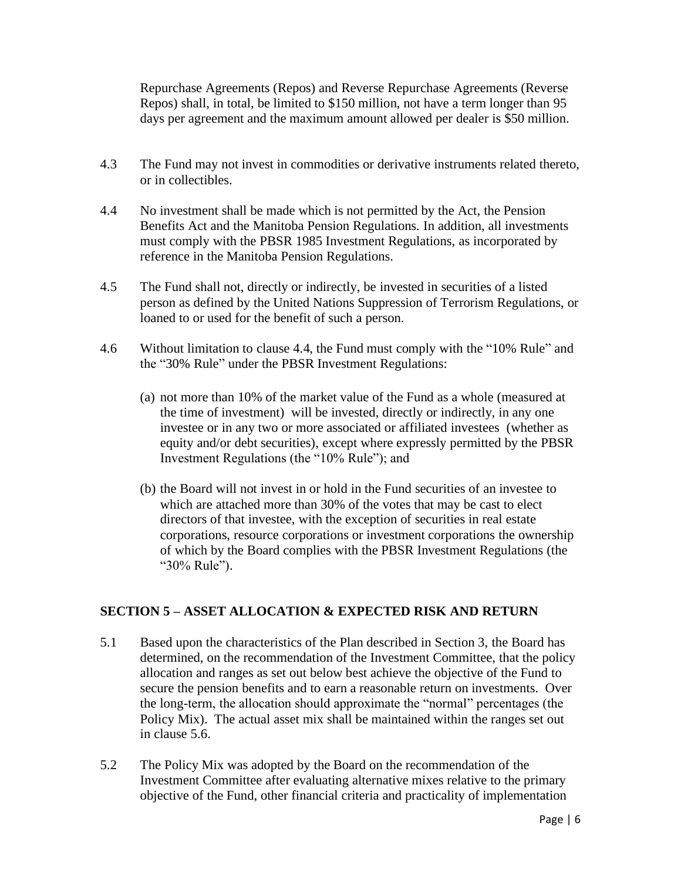Repurchase Agreements (Repos) and Reverse Repurchase Agreements (Reverse Repos) shall, in total, be limited to $150 million, not have a term longer than 95 days per agreement and the maximum amount allowed per dealer is $50 million.

4.3 The Fund may not invest in commodities or derivative instruments related thereto, or in collectibles.

4.4 No investment shall be made which is not permitted by the Act, the Pension Benefits Act and the Manitoba Pension Regulations. In addition, all investments must comply with the PBSR 1985 Investment Regulations, as incorporated by reference in the Manitoba Pension Regulations.

4.5 The Fund shall not, directly or indirectly, be invested in securities of a listed person as defined by the United Nations Suppression of Terrorism Regulations, or loaned to or used for the benefit of such a person.

4.6 Without limitation to clause 4.4, the Fund must comply with the "10% Rule" and the "30% Rule" under the PBSR Investment Regulations:

(a) not more than 10% of the market value of the Fund as a whole (measured at the time of investment) will be invested, directly or indirectly, in any one investee or in any two or more associated or affiliated investees (whether as equity and/or debt securities), except where expressly permitted by the PBSR Investment Regulations (the "10% Rule"); and

(b) the Board will not invest in or hold in the Fund securities of an investee to which are attached more than 30% of the votes that may be cast to elect directors of that investee, with the exception of securities in real estate corporations, resource corporations or investment corporations the ownership of which by the Board complies with the PBSR Investment Regulations (the "30% Rule").

## SECTION 5 – ASSET ALLOCATION & EXPECTED RISK AND RETURN

5.1 Based upon the characteristics of the Plan described in Section 3, the Board has determined, on the recommendation of the Investment Committee, that the policy allocation and ranges as set out below best achieve the objective of the Fund to secure the pension benefits and to earn a reasonable return on investments. Over the long-term, the allocation should approximate the "normal" percentages (the Policy Mix). The actual asset mix shall be maintained within the ranges set out in clause 5.6.

5.2 The Policy Mix was adopted by the Board on the recommendation of the Investment Committee after evaluating alternative mixes relative to the primary objective of the Fund, other financial criteria and practicality of implementation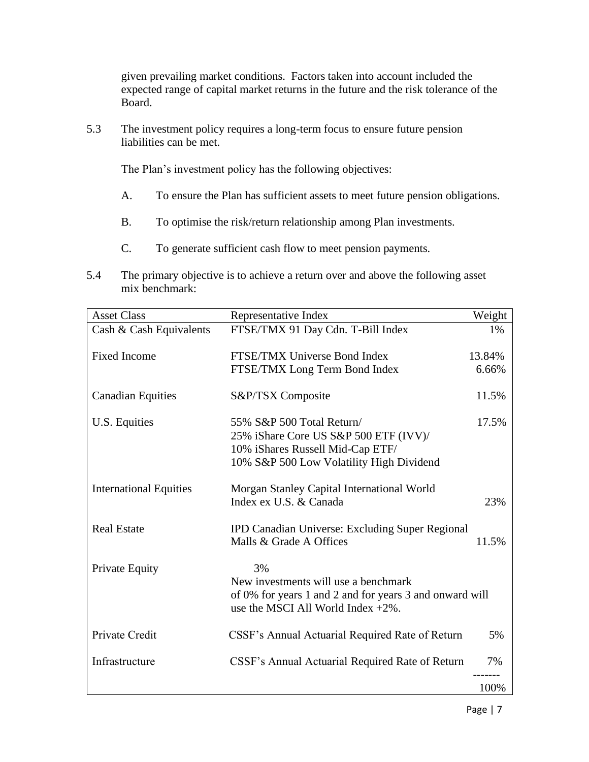given prevailing market conditions. Factors taken into account included the expected range of capital market returns in the future and the risk tolerance of the Board.

5.3 The investment policy requires a long-term focus to ensure future pension liabilities can be met.

The Plan's investment policy has the following objectives:

A. To ensure the Plan has sufficient assets to meet future pension obligations.

B. To optimise the risk/return relationship among Plan investments.

C. To generate sufficient cash flow to meet pension payments.

5.4 The primary objective is to achieve a return over and above the following asset mix benchmark:

| Asset Class | Representative Index | Weight |
|---|---|---|
| Cash & Cash Equivalents | FTSE/TMX 91 Day Cdn. T-Bill Index | 1% |
| Fixed Income | FTSE/TMX Universe Bond Index | 13.84% |
| | FTSE/TMX Long Term Bond Index | 6.66% |
| Canadian Equities | S&P/TSX Composite | 11.5% |
| U.S. Equities | 55% S&P 500 Total Return/<br>25% iShare Core US S&P 500 ETF (IVV)/<br>10% iShares Russell Mid-Cap ETF/<br>10% S&P 500 Low Volatility High Dividend | 17.5% |
| International Equities | Morgan Stanley Capital International World Index ex U.S. & Canada | 23% |
| Real Estate | IPD Canadian Universe: Excluding Super Regional Malls & Grade A Offices | 11.5% |
| Private Equity | 3%<br>New investments will use a benchmark of 0% for years 1 and 2 and for years 3 and onward will use the MSCI All World Index +2%. | |
| Private Credit | CSSF's Annual Actuarial Required Rate of Return | 5% |
| Infrastructure | CSSF's Annual Actuarial Required Rate of Return | 7% |
| | | 100% |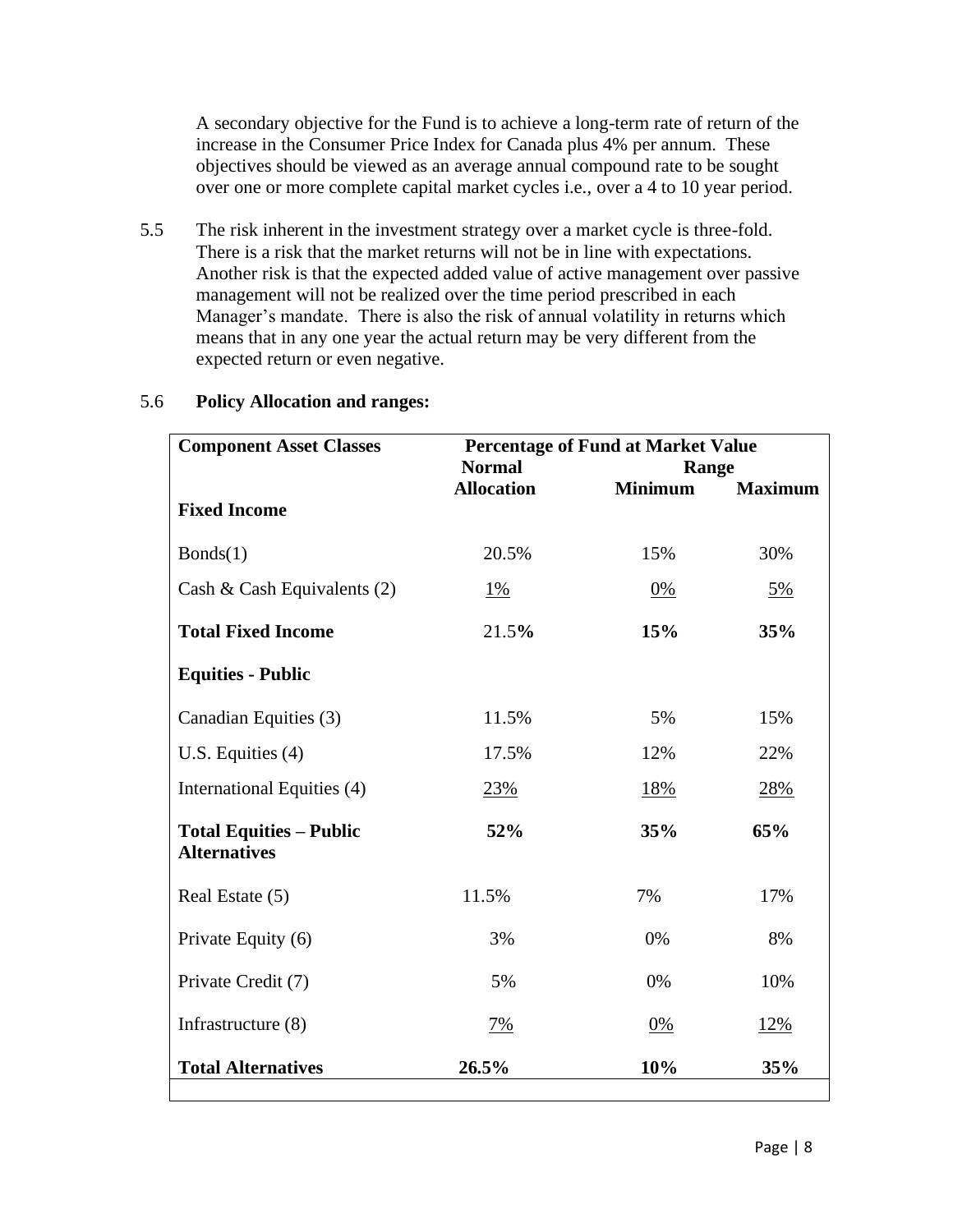A secondary objective for the Fund is to achieve a long-term rate of return of the increase in the Consumer Price Index for Canada plus 4% per annum. These objectives should be viewed as an average annual compound rate to be sought over one or more complete capital market cycles i.e., over a 4 to 10 year period.

5.5 The risk inherent in the investment strategy over a market cycle is three-fold. There is a risk that the market returns will not be in line with expectations. Another risk is that the expected added value of active management over passive management will not be realized over the time period prescribed in each Manager's mandate. There is also the risk of annual volatility in returns which means that in any one year the actual return may be very different from the expected return or even negative.

5.6 **Policy Allocation and ranges:**

| **Component Asset Classes** | **Percentage of Fund at Market Value** | | |
|---|---|---|---|
| | **Normal Allocation** | **Range Minimum** | **Maximum** |
| **Fixed Income** | | | |
| Bonds(1) | 20.5% | 15% | 30% |
| Cash & Cash Equivalents (2) | 1% | 0% | 5% |
| **Total Fixed Income** | 21.5**%** | **15%** | **35%** |
| **Equities - Public** | | | |
| Canadian Equities (3) | 11.5% | 5% | 15% |
| U.S. Equities (4) | 17.5% | 12% | 22% |
| International Equities (4) | 23% | 18% | 28% |
| **Total Equities – Public** | **52%** | **35%** | **65%** |
| **Alternatives** | | | |
| Real Estate (5) | 11.5% | 7% | 17% |
| Private Equity (6) | 3% | 0% | 8% |
| Private Credit (7) | 5% | 0% | 10% |
| Infrastructure (8) | 7% | 0% | 12% |
| **Total Alternatives** | **26.5%** | **10%** | **35%** |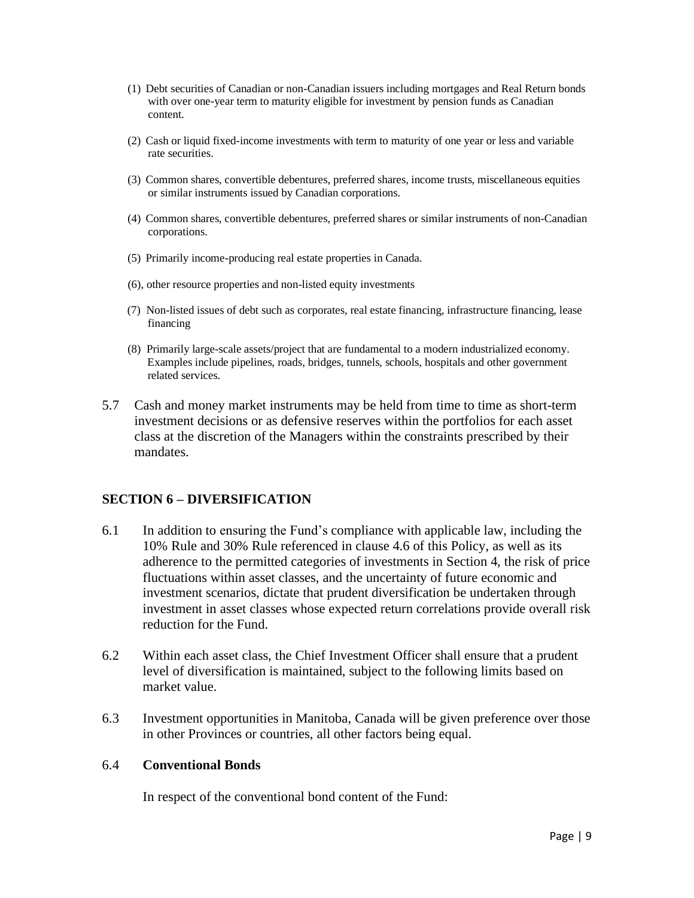(1) Debt securities of Canadian or non-Canadian issuers including mortgages and Real Return bonds with over one-year term to maturity eligible for investment by pension funds as Canadian content.

(2) Cash or liquid fixed-income investments with term to maturity of one year or less and variable rate securities.

(3) Common shares, convertible debentures, preferred shares, income trusts, miscellaneous equities or similar instruments issued by Canadian corporations.

(4) Common shares, convertible debentures, preferred shares or similar instruments of non-Canadian corporations.

(5) Primarily income-producing real estate properties in Canada.

(6), other resource properties and non-listed equity investments

(7) Non-listed issues of debt such as corporates, real estate financing, infrastructure financing, lease financing

(8) Primarily large-scale assets/project that are fundamental to a modern industrialized economy. Examples include pipelines, roads, bridges, tunnels, schools, hospitals and other government related services.

5.7 Cash and money market instruments may be held from time to time as short-term investment decisions or as defensive reserves within the portfolios for each asset class at the discretion of the Managers within the constraints prescribed by their mandates.

## SECTION 6 – DIVERSIFICATION

6.1 In addition to ensuring the Fund's compliance with applicable law, including the 10% Rule and 30% Rule referenced in clause 4.6 of this Policy, as well as its adherence to the permitted categories of investments in Section 4, the risk of price fluctuations within asset classes, and the uncertainty of future economic and investment scenarios, dictate that prudent diversification be undertaken through investment in asset classes whose expected return correlations provide overall risk reduction for the Fund.

6.2 Within each asset class, the Chief Investment Officer shall ensure that a prudent level of diversification is maintained, subject to the following limits based on market value.

6.3 Investment opportunities in Manitoba, Canada will be given preference over those in other Provinces or countries, all other factors being equal.

6.4 **Conventional Bonds**

In respect of the conventional bond content of the Fund: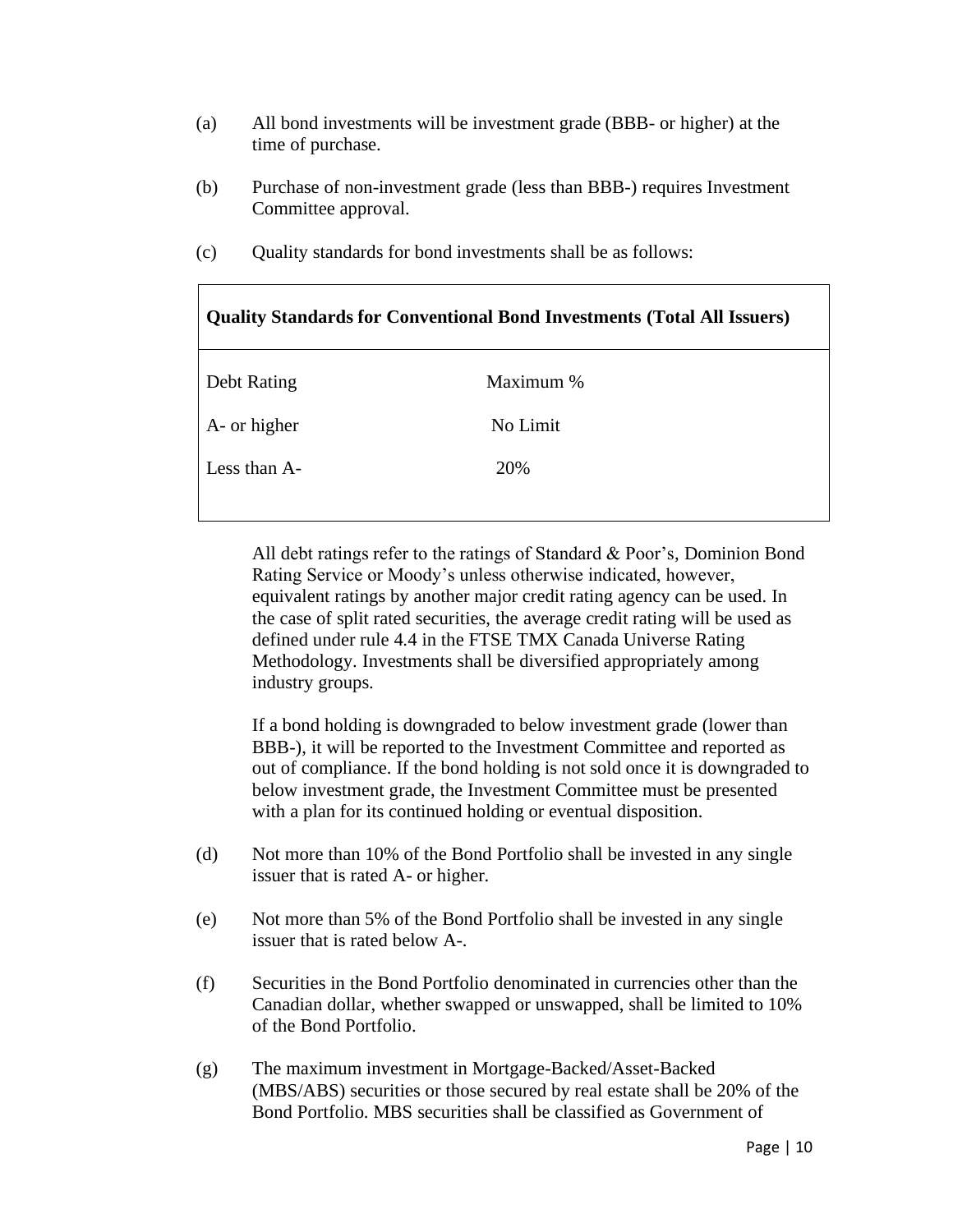(a) All bond investments will be investment grade (BBB- or higher) at the time of purchase.

(b) Purchase of non-investment grade (less than BBB-) requires Investment Committee approval.

(c) Quality standards for bond investments shall be as follows:

| **Quality Standards for Conventional Bond Investments (Total All Issuers)** | |
|---|---|
| Debt Rating | Maximum % |
| A- or higher | No Limit |
| Less than A- | 20% |

All debt ratings refer to the ratings of Standard & Poor's, Dominion Bond Rating Service or Moody's unless otherwise indicated, however, equivalent ratings by another major credit rating agency can be used. In the case of split rated securities, the average credit rating will be used as defined under rule 4.4 in the FTSE TMX Canada Universe Rating Methodology. Investments shall be diversified appropriately among industry groups.

If a bond holding is downgraded to below investment grade (lower than BBB-), it will be reported to the Investment Committee and reported as out of compliance. If the bond holding is not sold once it is downgraded to below investment grade, the Investment Committee must be presented with a plan for its continued holding or eventual disposition.

(d) Not more than 10% of the Bond Portfolio shall be invested in any single issuer that is rated A- or higher.

(e) Not more than 5% of the Bond Portfolio shall be invested in any single issuer that is rated below A-.

(f) Securities in the Bond Portfolio denominated in currencies other than the Canadian dollar, whether swapped or unswapped, shall be limited to 10% of the Bond Portfolio.

(g) The maximum investment in Mortgage-Backed/Asset-Backed (MBS/ABS) securities or those secured by real estate shall be 20% of the Bond Portfolio. MBS securities shall be classified as Government of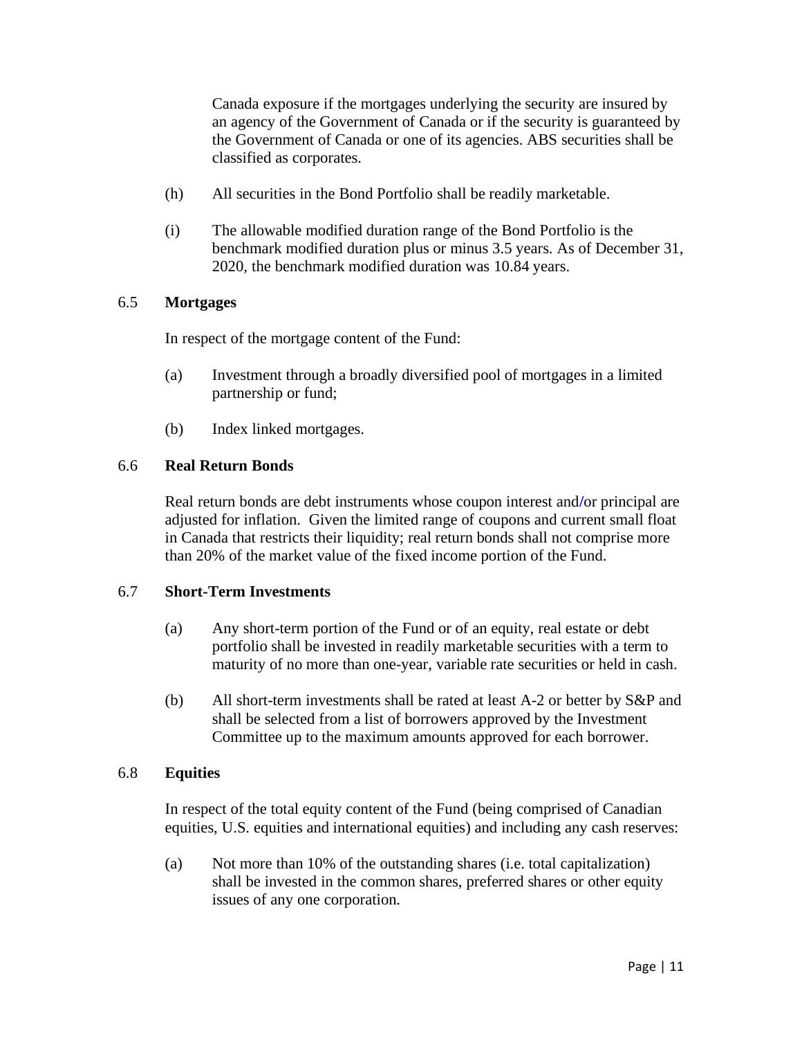Canada exposure if the mortgages underlying the security are insured by an agency of the Government of Canada or if the security is guaranteed by the Government of Canada or one of its agencies. ABS securities shall be classified as corporates.

(h) All securities in the Bond Portfolio shall be readily marketable.

(i) The allowable modified duration range of the Bond Portfolio is the benchmark modified duration plus or minus 3.5 years. As of December 31, 2020, the benchmark modified duration was 10.84 years.

### 6.5 **Mortgages**

In respect of the mortgage content of the Fund:

(a) Investment through a broadly diversified pool of mortgages in a limited partnership or fund;

(b) Index linked mortgages.

### 6.6 **Real Return Bonds**

Real return bonds are debt instruments whose coupon interest and/or principal are adjusted for inflation. Given the limited range of coupons and current small float in Canada that restricts their liquidity; real return bonds shall not comprise more than 20% of the market value of the fixed income portion of the Fund.

### 6.7 **Short-Term Investments**

(a) Any short-term portion of the Fund or of an equity, real estate or debt portfolio shall be invested in readily marketable securities with a term to maturity of no more than one-year, variable rate securities or held in cash.

(b) All short-term investments shall be rated at least A-2 or better by S&P and shall be selected from a list of borrowers approved by the Investment Committee up to the maximum amounts approved for each borrower.

### 6.8 **Equities**

In respect of the total equity content of the Fund (being comprised of Canadian equities, U.S. equities and international equities) and including any cash reserves:

(a) Not more than 10% of the outstanding shares (i.e. total capitalization) shall be invested in the common shares, preferred shares or other equity issues of any one corporation.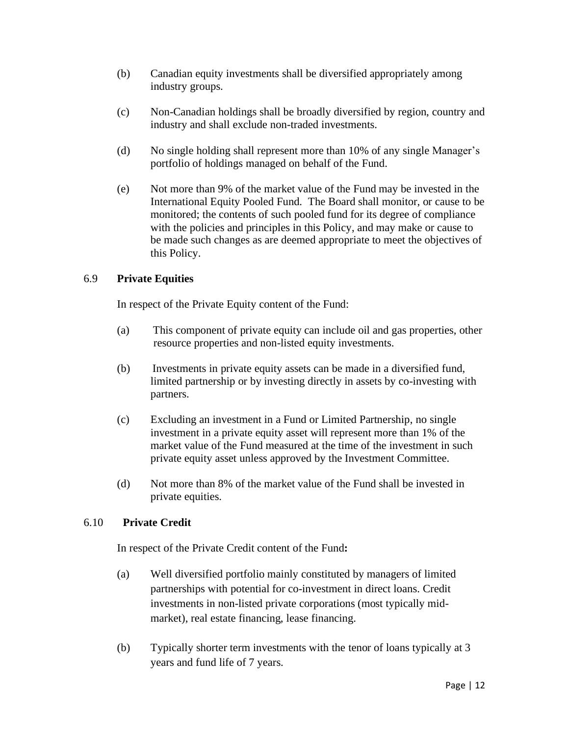(b) Canadian equity investments shall be diversified appropriately among industry groups.

(c) Non-Canadian holdings shall be broadly diversified by region, country and industry and shall exclude non-traded investments.

(d) No single holding shall represent more than 10% of any single Manager's portfolio of holdings managed on behalf of the Fund.

(e) Not more than 9% of the market value of the Fund may be invested in the International Equity Pooled Fund. The Board shall monitor, or cause to be monitored; the contents of such pooled fund for its degree of compliance with the policies and principles in this Policy, and may make or cause to be made such changes as are deemed appropriate to meet the objectives of this Policy.

### 6.9 **Private Equities**

In respect of the Private Equity content of the Fund:

(a) This component of private equity can include oil and gas properties, other resource properties and non-listed equity investments.

(b) Investments in private equity assets can be made in a diversified fund, limited partnership or by investing directly in assets by co-investing with partners.

(c) Excluding an investment in a Fund or Limited Partnership, no single investment in a private equity asset will represent more than 1% of the market value of the Fund measured at the time of the investment in such private equity asset unless approved by the Investment Committee.

(d) Not more than 8% of the market value of the Fund shall be invested in private equities.

### 6.10 **Private Credit**

In respect of the Private Credit content of the Fund**:**

(a) Well diversified portfolio mainly constituted by managers of limited partnerships with potential for co-investment in direct loans. Credit investments in non-listed private corporations (most typically mid-market), real estate financing, lease financing.

(b) Typically shorter term investments with the tenor of loans typically at 3 years and fund life of 7 years.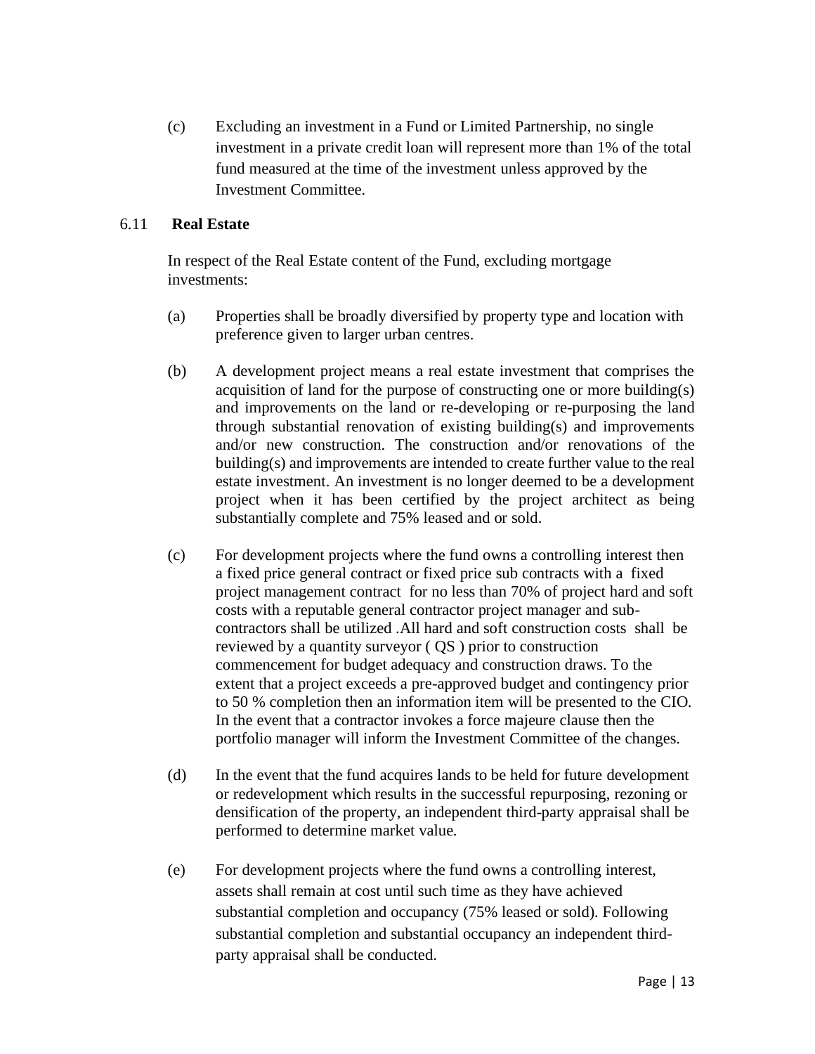(c) Excluding an investment in a Fund or Limited Partnership, no single investment in a private credit loan will represent more than 1% of the total fund measured at the time of the investment unless approved by the Investment Committee.

### 6.11 **Real Estate**

In respect of the Real Estate content of the Fund, excluding mortgage investments:

(a) Properties shall be broadly diversified by property type and location with preference given to larger urban centres.

(b) A development project means a real estate investment that comprises the acquisition of land for the purpose of constructing one or more building(s) and improvements on the land or re-developing or re-purposing the land through substantial renovation of existing building(s) and improvements and/or new construction. The construction and/or renovations of the building(s) and improvements are intended to create further value to the real estate investment. An investment is no longer deemed to be a development project when it has been certified by the project architect as being substantially complete and 75% leased and or sold.

(c) For development projects where the fund owns a controlling interest then a fixed price general contract or fixed price sub contracts with a fixed project management contract for no less than 70% of project hard and soft costs with a reputable general contractor project manager and sub-contractors shall be utilized .All hard and soft construction costs shall be reviewed by a quantity surveyor ( QS ) prior to construction commencement for budget adequacy and construction draws. To the extent that a project exceeds a pre-approved budget and contingency prior to 50 % completion then an information item will be presented to the CIO. In the event that a contractor invokes a force majeure clause then the portfolio manager will inform the Investment Committee of the changes.

(d) In the event that the fund acquires lands to be held for future development or redevelopment which results in the successful repurposing, rezoning or densification of the property, an independent third-party appraisal shall be performed to determine market value.

(e) For development projects where the fund owns a controlling interest, assets shall remain at cost until such time as they have achieved substantial completion and occupancy (75% leased or sold). Following substantial completion and substantial occupancy an independent third-party appraisal shall be conducted.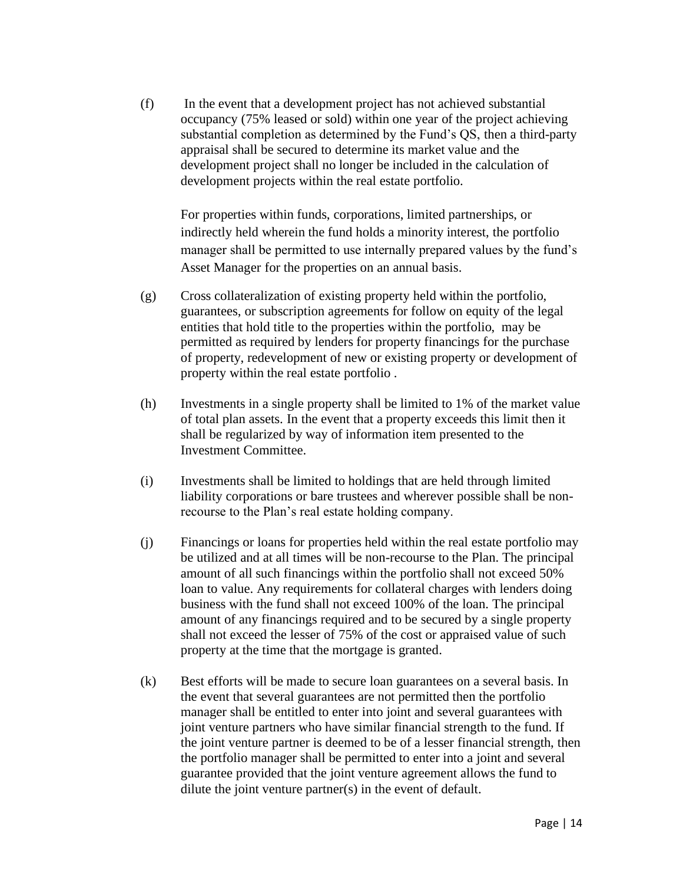(f) In the event that a development project has not achieved substantial occupancy (75% leased or sold) within one year of the project achieving substantial completion as determined by the Fund's QS, then a third-party appraisal shall be secured to determine its market value and the development project shall no longer be included in the calculation of development projects within the real estate portfolio.

For properties within funds, corporations, limited partnerships, or indirectly held wherein the fund holds a minority interest, the portfolio manager shall be permitted to use internally prepared values by the fund's Asset Manager for the properties on an annual basis.

(g) Cross collateralization of existing property held within the portfolio, guarantees, or subscription agreements for follow on equity of the legal entities that hold title to the properties within the portfolio, may be permitted as required by lenders for property financings for the purchase of property, redevelopment of new or existing property or development of property within the real estate portfolio .

(h) Investments in a single property shall be limited to 1% of the market value of total plan assets. In the event that a property exceeds this limit then it shall be regularized by way of information item presented to the Investment Committee.

(i) Investments shall be limited to holdings that are held through limited liability corporations or bare trustees and wherever possible shall be non-recourse to the Plan's real estate holding company.

(j) Financings or loans for properties held within the real estate portfolio may be utilized and at all times will be non-recourse to the Plan. The principal amount of all such financings within the portfolio shall not exceed 50% loan to value. Any requirements for collateral charges with lenders doing business with the fund shall not exceed 100% of the loan. The principal amount of any financings required and to be secured by a single property shall not exceed the lesser of 75% of the cost or appraised value of such property at the time that the mortgage is granted.

(k) Best efforts will be made to secure loan guarantees on a several basis. In the event that several guarantees are not permitted then the portfolio manager shall be entitled to enter into joint and several guarantees with joint venture partners who have similar financial strength to the fund. If the joint venture partner is deemed to be of a lesser financial strength, then the portfolio manager shall be permitted to enter into a joint and several guarantee provided that the joint venture agreement allows the fund to dilute the joint venture partner(s) in the event of default.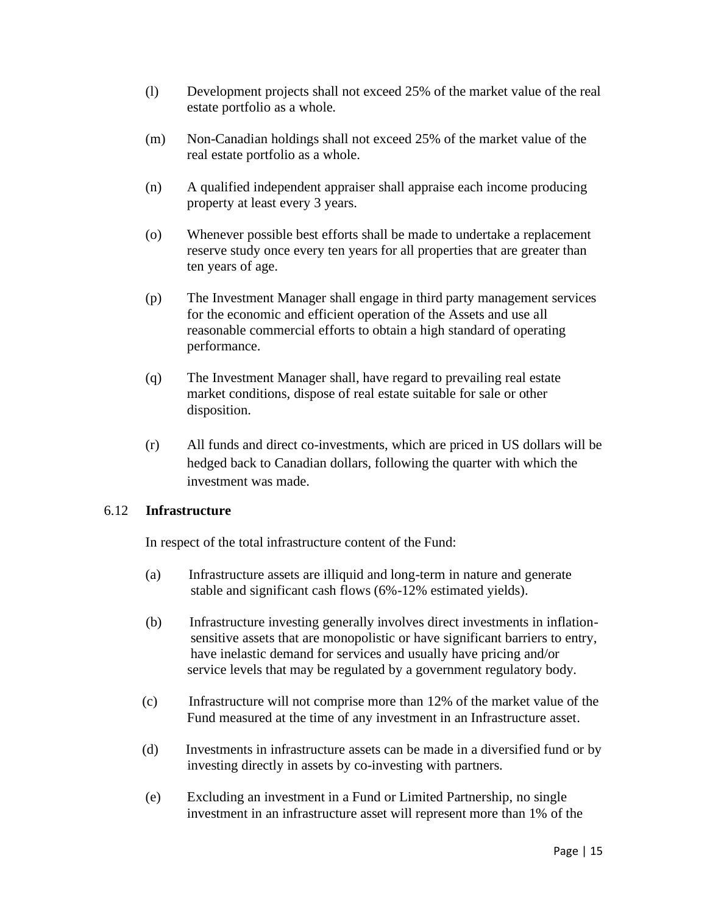(l) Development projects shall not exceed 25% of the market value of the real estate portfolio as a whole.

(m) Non-Canadian holdings shall not exceed 25% of the market value of the real estate portfolio as a whole.

(n) A qualified independent appraiser shall appraise each income producing property at least every 3 years.

(o) Whenever possible best efforts shall be made to undertake a replacement reserve study once every ten years for all properties that are greater than ten years of age.

(p) The Investment Manager shall engage in third party management services for the economic and efficient operation of the Assets and use all reasonable commercial efforts to obtain a high standard of operating performance.

(q) The Investment Manager shall, have regard to prevailing real estate market conditions, dispose of real estate suitable for sale or other disposition.

(r) All funds and direct co-investments, which are priced in US dollars will be hedged back to Canadian dollars, following the quarter with which the investment was made.

## 6.12 Infrastructure

In respect of the total infrastructure content of the Fund:

(a) Infrastructure assets are illiquid and long-term in nature and generate stable and significant cash flows (6%-12% estimated yields).

(b) Infrastructure investing generally involves direct investments in inflation-sensitive assets that are monopolistic or have significant barriers to entry, have inelastic demand for services and usually have pricing and/or service levels that may be regulated by a government regulatory body.

(c) Infrastructure will not comprise more than 12% of the market value of the Fund measured at the time of any investment in an Infrastructure asset.

(d) Investments in infrastructure assets can be made in a diversified fund or by investing directly in assets by co-investing with partners.

(e) Excluding an investment in a Fund or Limited Partnership, no single investment in an infrastructure asset will represent more than 1% of the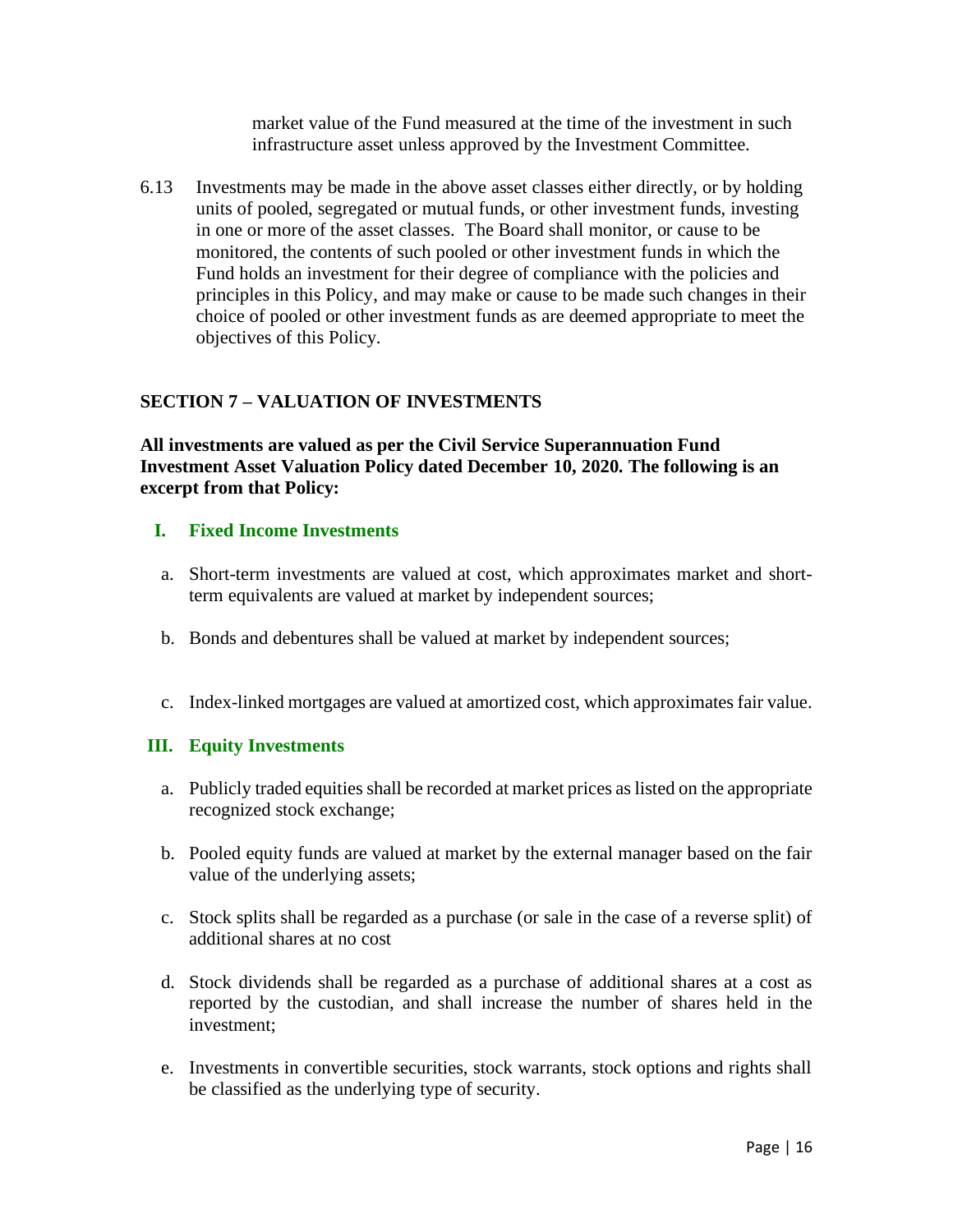market value of the Fund measured at the time of the investment in such infrastructure asset unless approved by the Investment Committee.

6.13 Investments may be made in the above asset classes either directly, or by holding units of pooled, segregated or mutual funds, or other investment funds, investing in one or more of the asset classes. The Board shall monitor, or cause to be monitored, the contents of such pooled or other investment funds in which the Fund holds an investment for their degree of compliance with the policies and principles in this Policy, and may make or cause to be made such changes in their choice of pooled or other investment funds as are deemed appropriate to meet the objectives of this Policy.

## SECTION 7 – VALUATION OF INVESTMENTS

**All investments are valued as per the Civil Service Superannuation Fund Investment Asset Valuation Policy dated December 10, 2020. The following is an excerpt from that Policy:**

### I. Fixed Income Investments

a. Short-term investments are valued at cost, which approximates market and short-term equivalents are valued at market by independent sources;

b. Bonds and debentures shall be valued at market by independent sources;

c. Index-linked mortgages are valued at amortized cost, which approximates fair value.

### III. Equity Investments

a. Publicly traded equities shall be recorded at market prices as listed on the appropriate recognized stock exchange;

b. Pooled equity funds are valued at market by the external manager based on the fair value of the underlying assets;

c. Stock splits shall be regarded as a purchase (or sale in the case of a reverse split) of additional shares at no cost

d. Stock dividends shall be regarded as a purchase of additional shares at a cost as reported by the custodian, and shall increase the number of shares held in the investment;

e. Investments in convertible securities, stock warrants, stock options and rights shall be classified as the underlying type of security.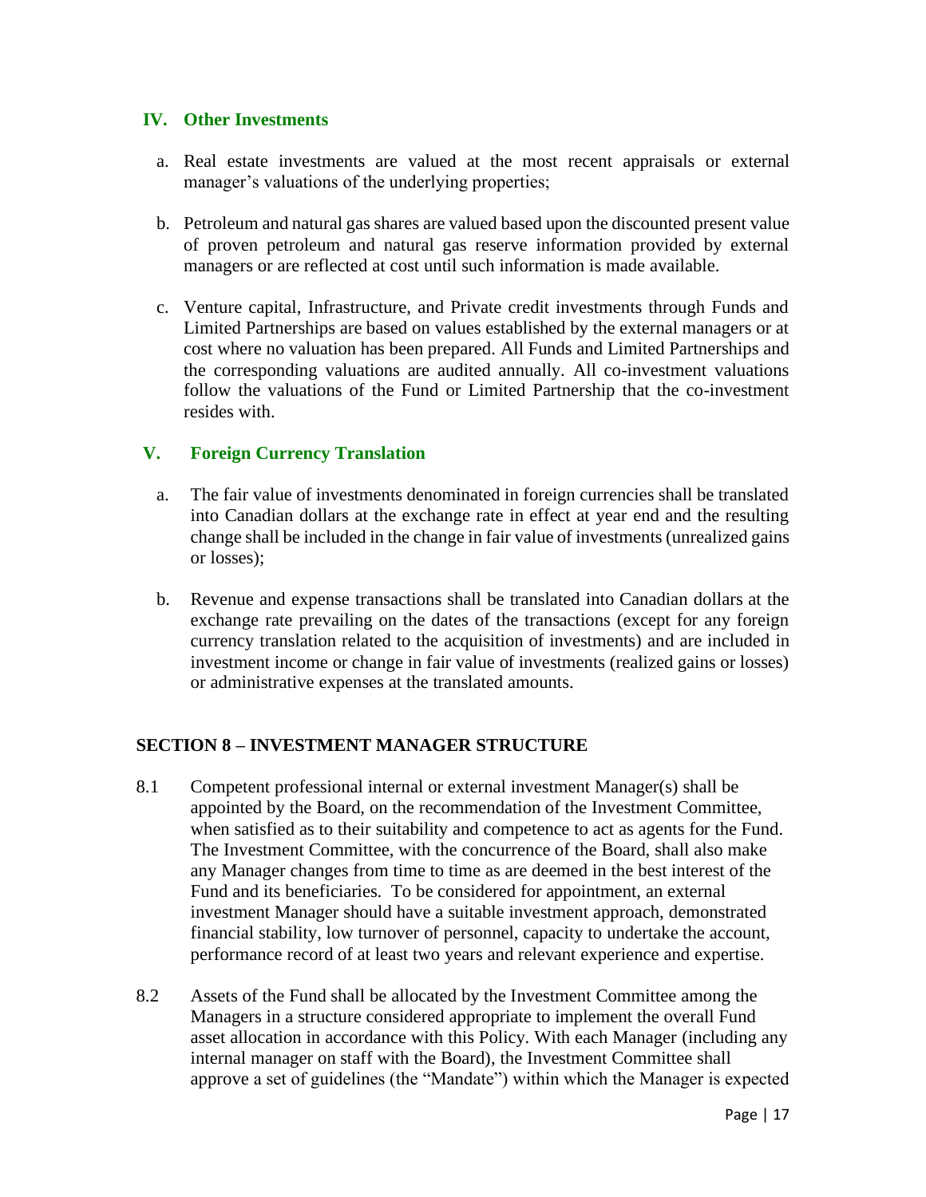### IV. Other Investments

a. Real estate investments are valued at the most recent appraisals or external manager's valuations of the underlying properties;

b. Petroleum and natural gas shares are valued based upon the discounted present value of proven petroleum and natural gas reserve information provided by external managers or are reflected at cost until such information is made available.

c. Venture capital, Infrastructure, and Private credit investments through Funds and Limited Partnerships are based on values established by the external managers or at cost where no valuation has been prepared. All Funds and Limited Partnerships and the corresponding valuations are audited annually. All co-investment valuations follow the valuations of the Fund or Limited Partnership that the co-investment resides with.

### V. Foreign Currency Translation

a. The fair value of investments denominated in foreign currencies shall be translated into Canadian dollars at the exchange rate in effect at year end and the resulting change shall be included in the change in fair value of investments (unrealized gains or losses);

b. Revenue and expense transactions shall be translated into Canadian dollars at the exchange rate prevailing on the dates of the transactions (except for any foreign currency translation related to the acquisition of investments) and are included in investment income or change in fair value of investments (realized gains or losses) or administrative expenses at the translated amounts.

## SECTION 8 – INVESTMENT MANAGER STRUCTURE

8.1 Competent professional internal or external investment Manager(s) shall be appointed by the Board, on the recommendation of the Investment Committee, when satisfied as to their suitability and competence to act as agents for the Fund. The Investment Committee, with the concurrence of the Board, shall also make any Manager changes from time to time as are deemed in the best interest of the Fund and its beneficiaries. To be considered for appointment, an external investment Manager should have a suitable investment approach, demonstrated financial stability, low turnover of personnel, capacity to undertake the account, performance record of at least two years and relevant experience and expertise.

8.2 Assets of the Fund shall be allocated by the Investment Committee among the Managers in a structure considered appropriate to implement the overall Fund asset allocation in accordance with this Policy. With each Manager (including any internal manager on staff with the Board), the Investment Committee shall approve a set of guidelines (the "Mandate") within which the Manager is expected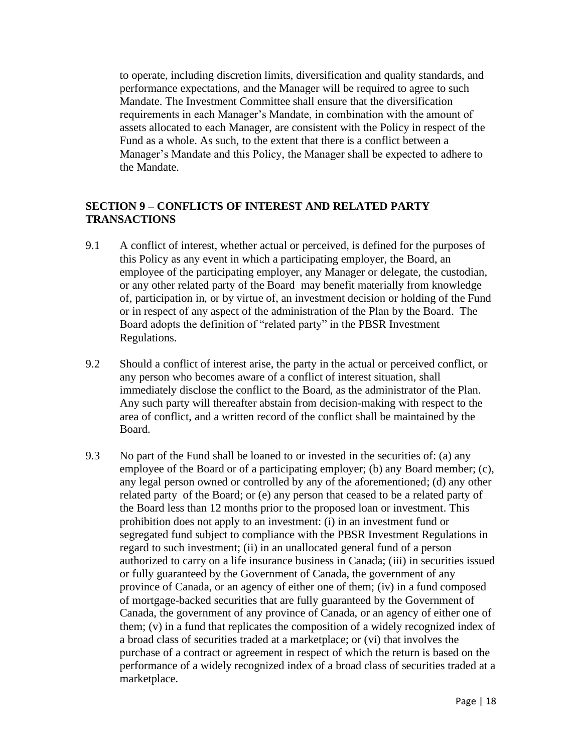to operate, including discretion limits, diversification and quality standards, and performance expectations, and the Manager will be required to agree to such Mandate. The Investment Committee shall ensure that the diversification requirements in each Manager's Mandate, in combination with the amount of assets allocated to each Manager, are consistent with the Policy in respect of the Fund as a whole. As such, to the extent that there is a conflict between a Manager's Mandate and this Policy, the Manager shall be expected to adhere to the Mandate.

## SECTION 9 – CONFLICTS OF INTEREST AND RELATED PARTY TRANSACTIONS

9.1 A conflict of interest, whether actual or perceived, is defined for the purposes of this Policy as any event in which a participating employer, the Board, an employee of the participating employer, any Manager or delegate, the custodian, or any other related party of the Board may benefit materially from knowledge of, participation in, or by virtue of, an investment decision or holding of the Fund or in respect of any aspect of the administration of the Plan by the Board. The Board adopts the definition of "related party" in the PBSR Investment Regulations.

9.2 Should a conflict of interest arise, the party in the actual or perceived conflict, or any person who becomes aware of a conflict of interest situation, shall immediately disclose the conflict to the Board, as the administrator of the Plan. Any such party will thereafter abstain from decision-making with respect to the area of conflict, and a written record of the conflict shall be maintained by the Board.

9.3 No part of the Fund shall be loaned to or invested in the securities of: (a) any employee of the Board or of a participating employer; (b) any Board member; (c), any legal person owned or controlled by any of the aforementioned; (d) any other related party of the Board; or (e) any person that ceased to be a related party of the Board less than 12 months prior to the proposed loan or investment. This prohibition does not apply to an investment: (i) in an investment fund or segregated fund subject to compliance with the PBSR Investment Regulations in regard to such investment; (ii) in an unallocated general fund of a person authorized to carry on a life insurance business in Canada; (iii) in securities issued or fully guaranteed by the Government of Canada, the government of any province of Canada, or an agency of either one of them; (iv) in a fund composed of mortgage-backed securities that are fully guaranteed by the Government of Canada, the government of any province of Canada, or an agency of either one of them; (v) in a fund that replicates the composition of a widely recognized index of a broad class of securities traded at a marketplace; or (vi) that involves the purchase of a contract or agreement in respect of which the return is based on the performance of a widely recognized index of a broad class of securities traded at a marketplace.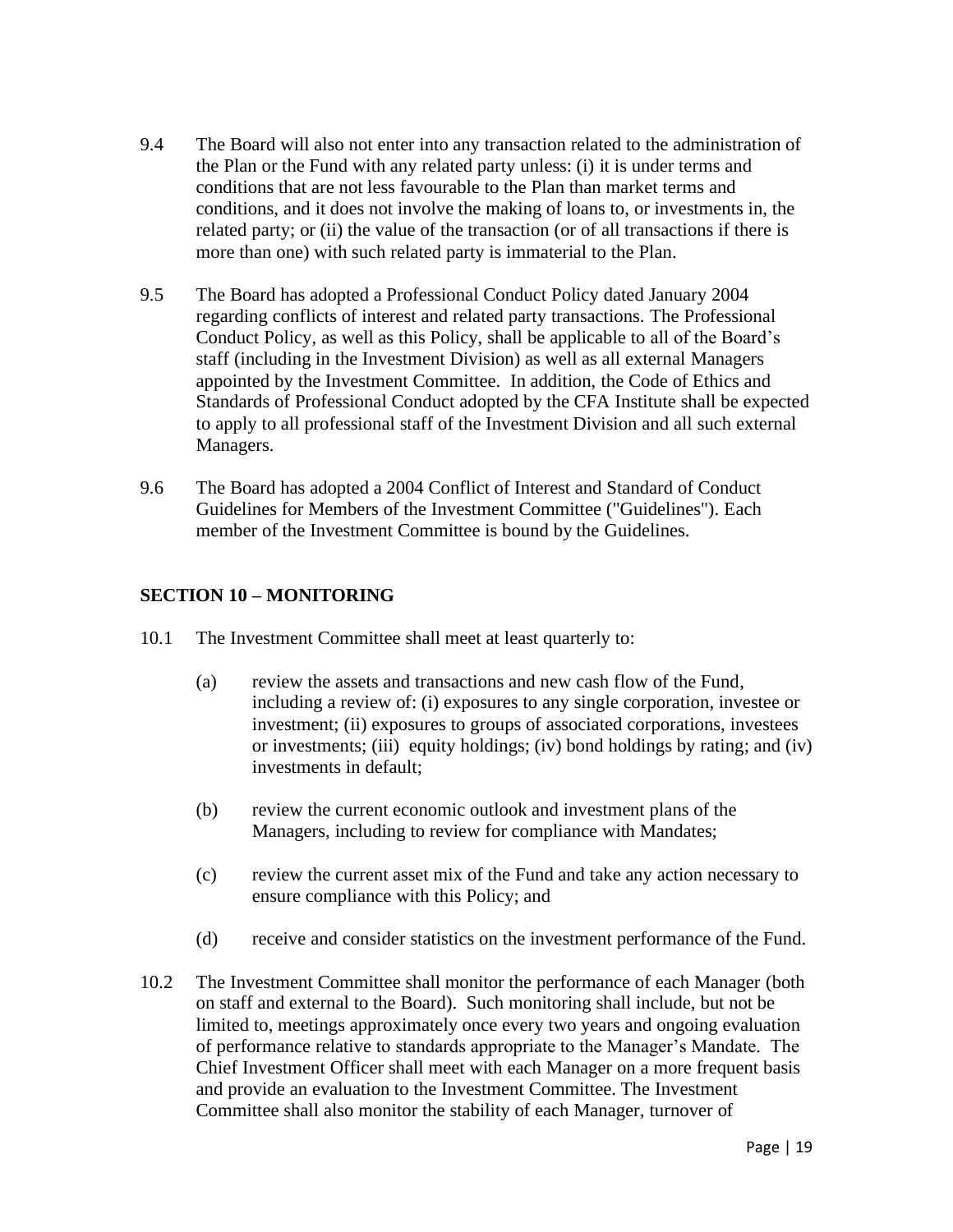9.4 The Board will also not enter into any transaction related to the administration of the Plan or the Fund with any related party unless: (i) it is under terms and conditions that are not less favourable to the Plan than market terms and conditions, and it does not involve the making of loans to, or investments in, the related party; or (ii) the value of the transaction (or of all transactions if there is more than one) with such related party is immaterial to the Plan.

9.5 The Board has adopted a Professional Conduct Policy dated January 2004 regarding conflicts of interest and related party transactions. The Professional Conduct Policy, as well as this Policy, shall be applicable to all of the Board's staff (including in the Investment Division) as well as all external Managers appointed by the Investment Committee. In addition, the Code of Ethics and Standards of Professional Conduct adopted by the CFA Institute shall be expected to apply to all professional staff of the Investment Division and all such external Managers.

9.6 The Board has adopted a 2004 Conflict of Interest and Standard of Conduct Guidelines for Members of the Investment Committee ("Guidelines"). Each member of the Investment Committee is bound by the Guidelines.

## SECTION 10 – MONITORING

10.1 The Investment Committee shall meet at least quarterly to:

(a) review the assets and transactions and new cash flow of the Fund, including a review of: (i) exposures to any single corporation, investee or investment; (ii) exposures to groups of associated corporations, investees or investments; (iii) equity holdings; (iv) bond holdings by rating; and (iv) investments in default;

(b) review the current economic outlook and investment plans of the Managers, including to review for compliance with Mandates;

(c) review the current asset mix of the Fund and take any action necessary to ensure compliance with this Policy; and

(d) receive and consider statistics on the investment performance of the Fund.

10.2 The Investment Committee shall monitor the performance of each Manager (both on staff and external to the Board). Such monitoring shall include, but not be limited to, meetings approximately once every two years and ongoing evaluation of performance relative to standards appropriate to the Manager's Mandate. The Chief Investment Officer shall meet with each Manager on a more frequent basis and provide an evaluation to the Investment Committee. The Investment Committee shall also monitor the stability of each Manager, turnover of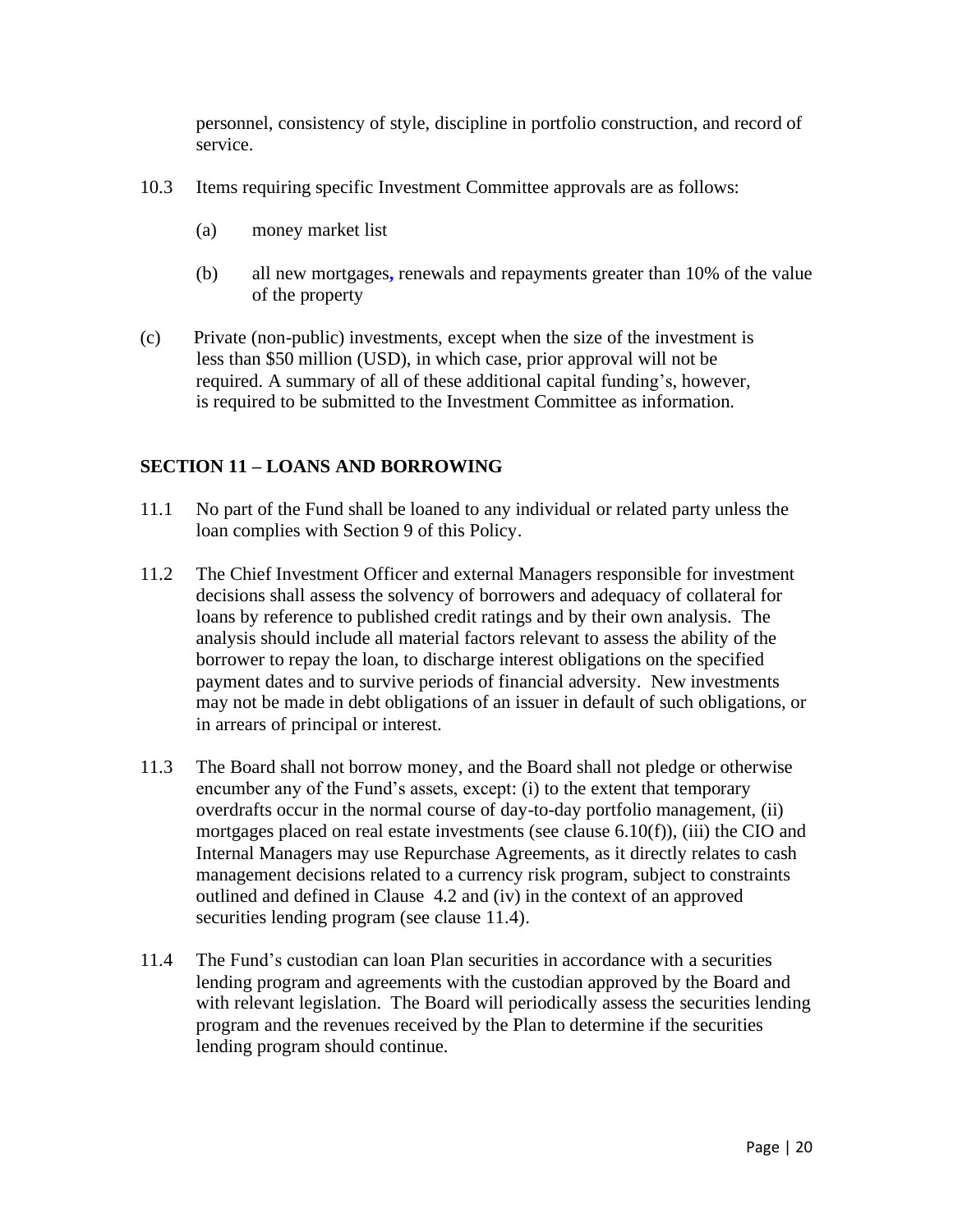personnel, consistency of style, discipline in portfolio construction, and record of service.

10.3 Items requiring specific Investment Committee approvals are as follows:

(a) money market list

(b) all new mortgages, renewals and repayments greater than 10% of the value of the property

(c) Private (non-public) investments, except when the size of the investment is less than $50 million (USD), in which case, prior approval will not be required. A summary of all of these additional capital funding's, however, is required to be submitted to the Investment Committee as information.

## SECTION 11 – LOANS AND BORROWING

11.1 No part of the Fund shall be loaned to any individual or related party unless the loan complies with Section 9 of this Policy.

11.2 The Chief Investment Officer and external Managers responsible for investment decisions shall assess the solvency of borrowers and adequacy of collateral for loans by reference to published credit ratings and by their own analysis. The analysis should include all material factors relevant to assess the ability of the borrower to repay the loan, to discharge interest obligations on the specified payment dates and to survive periods of financial adversity. New investments may not be made in debt obligations of an issuer in default of such obligations, or in arrears of principal or interest.

11.3 The Board shall not borrow money, and the Board shall not pledge or otherwise encumber any of the Fund's assets, except: (i) to the extent that temporary overdrafts occur in the normal course of day-to-day portfolio management, (ii) mortgages placed on real estate investments (see clause 6.10(f)), (iii) the CIO and Internal Managers may use Repurchase Agreements, as it directly relates to cash management decisions related to a currency risk program, subject to constraints outlined and defined in Clause 4.2 and (iv) in the context of an approved securities lending program (see clause 11.4).

11.4 The Fund's custodian can loan Plan securities in accordance with a securities lending program and agreements with the custodian approved by the Board and with relevant legislation. The Board will periodically assess the securities lending program and the revenues received by the Plan to determine if the securities lending program should continue.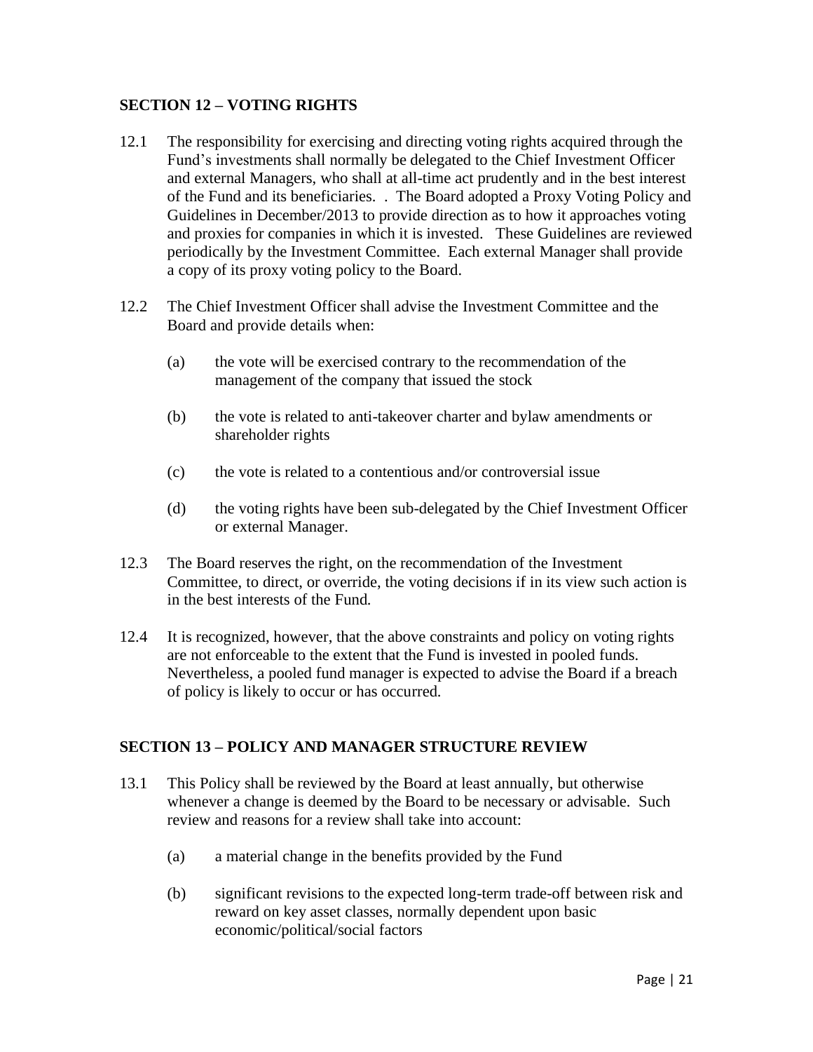## SECTION 12 – VOTING RIGHTS

12.1 The responsibility for exercising and directing voting rights acquired through the Fund's investments shall normally be delegated to the Chief Investment Officer and external Managers, who shall at all-time act prudently and in the best interest of the Fund and its beneficiaries. . The Board adopted a Proxy Voting Policy and Guidelines in December/2013 to provide direction as to how it approaches voting and proxies for companies in which it is invested. These Guidelines are reviewed periodically by the Investment Committee. Each external Manager shall provide a copy of its proxy voting policy to the Board.

12.2 The Chief Investment Officer shall advise the Investment Committee and the Board and provide details when:

(a) the vote will be exercised contrary to the recommendation of the management of the company that issued the stock

(b) the vote is related to anti-takeover charter and bylaw amendments or shareholder rights

(c) the vote is related to a contentious and/or controversial issue

(d) the voting rights have been sub-delegated by the Chief Investment Officer or external Manager.

12.3 The Board reserves the right, on the recommendation of the Investment Committee, to direct, or override, the voting decisions if in its view such action is in the best interests of the Fund.

12.4 It is recognized, however, that the above constraints and policy on voting rights are not enforceable to the extent that the Fund is invested in pooled funds. Nevertheless, a pooled fund manager is expected to advise the Board if a breach of policy is likely to occur or has occurred.

## SECTION 13 – POLICY AND MANAGER STRUCTURE REVIEW

13.1 This Policy shall be reviewed by the Board at least annually, but otherwise whenever a change is deemed by the Board to be necessary or advisable. Such review and reasons for a review shall take into account:

(a) a material change in the benefits provided by the Fund

(b) significant revisions to the expected long-term trade-off between risk and reward on key asset classes, normally dependent upon basic economic/political/social factors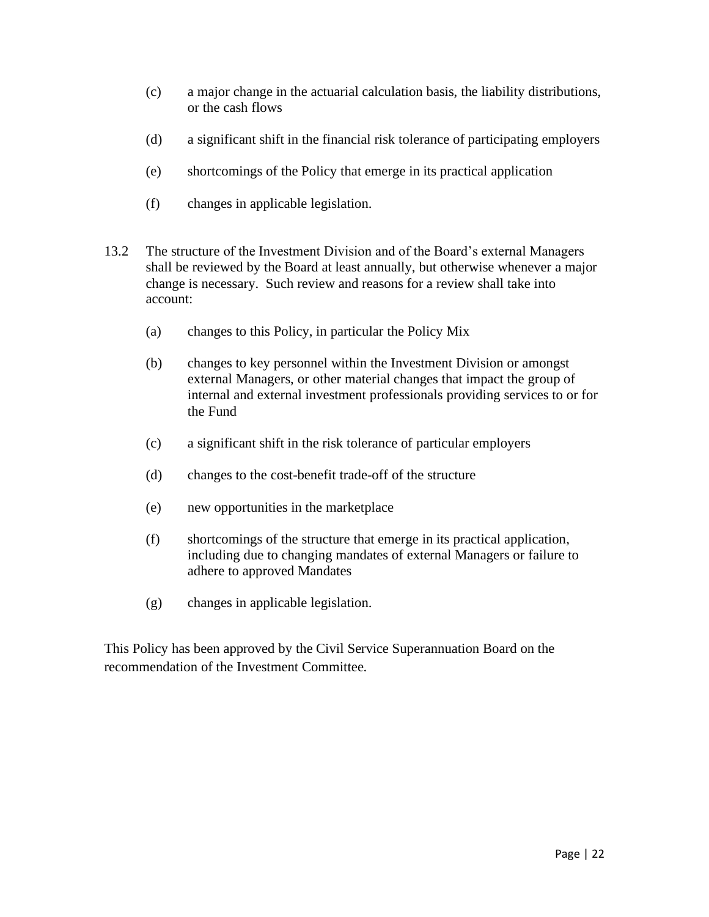(c) a major change in the actuarial calculation basis, the liability distributions, or the cash flows

(d) a significant shift in the financial risk tolerance of participating employers

(e) shortcomings of the Policy that emerge in its practical application

(f) changes in applicable legislation.

13.2 The structure of the Investment Division and of the Board's external Managers shall be reviewed by the Board at least annually, but otherwise whenever a major change is necessary. Such review and reasons for a review shall take into account:

(a) changes to this Policy, in particular the Policy Mix

(b) changes to key personnel within the Investment Division or amongst external Managers, or other material changes that impact the group of internal and external investment professionals providing services to or for the Fund

(c) a significant shift in the risk tolerance of particular employers

(d) changes to the cost-benefit trade-off of the structure

(e) new opportunities in the marketplace

(f) shortcomings of the structure that emerge in its practical application, including due to changing mandates of external Managers or failure to adhere to approved Mandates

(g) changes in applicable legislation.

This Policy has been approved by the Civil Service Superannuation Board on the recommendation of the Investment Committee.